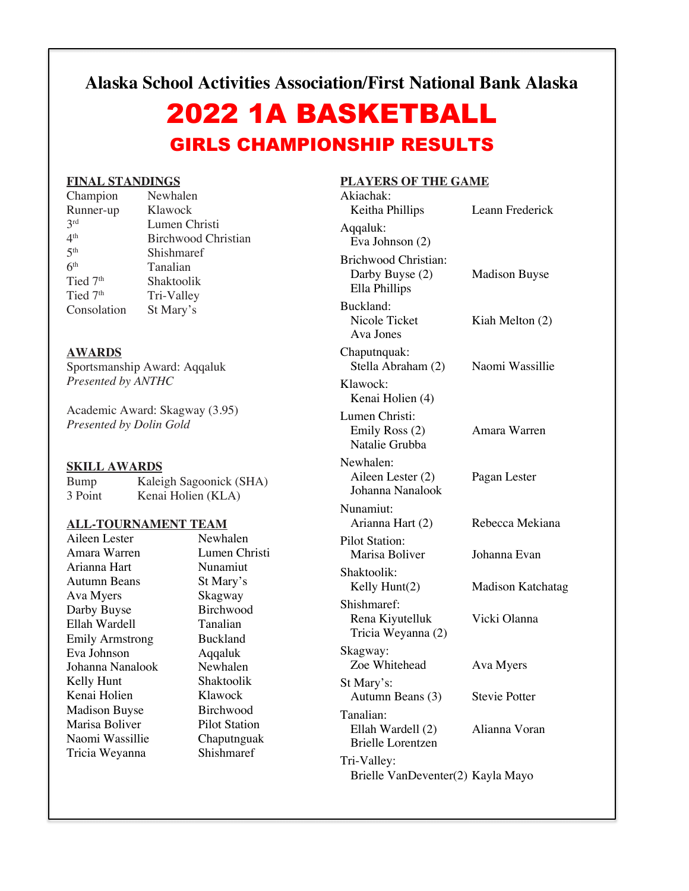**Alaska School Activities Association/First National Bank Alaska**

# 2022 1A BASKETBALL

## GIRLS CHAMPIONSHIP RESULTS

### FINAL STANDINGS

| | |
|---|---|
| Champion | Newhalen |
| Runner-up | Klawock |
| 3rd | Lumen Christi |
| 4th | Birchwood Christian |
| 5th | Shishmaref |
| 6th | Tanalian |
| Tied 7th | Shaktoolik |
| Tied 7th | Tri-Valley |
| Consolation | St Mary's |

### AWARDS

Sportsmanship Award: Aqqaluk
*Presented by ANTHC*

Academic Award: Skagway (3.95)
*Presented by Dolin Gold*

### SKILL AWARDS

| | |
|---|---|
| Bump | Kaleigh Sagoonick (SHA) |
| 3 Point | Kenai Holien (KLA) |

### ALL-TOURNAMENT TEAM

| | |
|---|---|
| Aileen Lester | Newhalen |
| Amara Warren | Lumen Christi |
| Arianna Hart | Nunamiut |
| Autumn Beans | St Mary's |
| Ava Myers | Skagway |
| Darby Buyse | Birchwood |
| Ellah Wardell | Tanalian |
| Emily Armstrong | Buckland |
| Eva Johnson | Aqqaluk |
| Johanna Nanalook | Newhalen |
| Kelly Hunt | Shaktoolik |
| Kenai Holien | Klawock |
| Madison Buyse | Birchwood |
| Marisa Boliver | Pilot Station |
| Naomi Wassillie | Chaputnguak |
| Tricia Weyanna | Shishmaref |

### PLAYERS OF THE GAME

Akiachak:
- Keitha Phillips — Leann Frederick

Aqqaluk:
- Eva Johnson (2)

Brichwood Christian:
- Darby Buyse (2) — Madison Buyse
- Ella Phillips

Buckland:
- Nicole Ticket — Kiah Melton (2)
- Ava Jones

Chaputnquak:
- Stella Abraham (2) — Naomi Wassillie

Klawock:
- Kenai Holien (4)

Lumen Christi:
- Emily Ross (2) — Amara Warren
- Natalie Grubba

Newhalen:
- Aileen Lester (2) — Pagan Lester
- Johanna Nanalook

Nunamiut:
- Arianna Hart (2) — Rebecca Mekiana

Pilot Station:
- Marisa Boliver — Johanna Evan

Shaktoolik:
- Kelly Hunt(2) — Madison Katchatag

Shishmaref:
- Rena Kiyutelluk — Vicki Olanna
- Tricia Weyanna (2)

Skagway:
- Zoe Whitehead — Ava Myers

St Mary's:
- Autumn Beans (3) — Stevie Potter

Tanalian:
- Ellah Wardell (2) — Alianna Voran
- Brielle Lorentzen

Tri-Valley:
- Brielle VanDeventer(2) — Kayla Mayo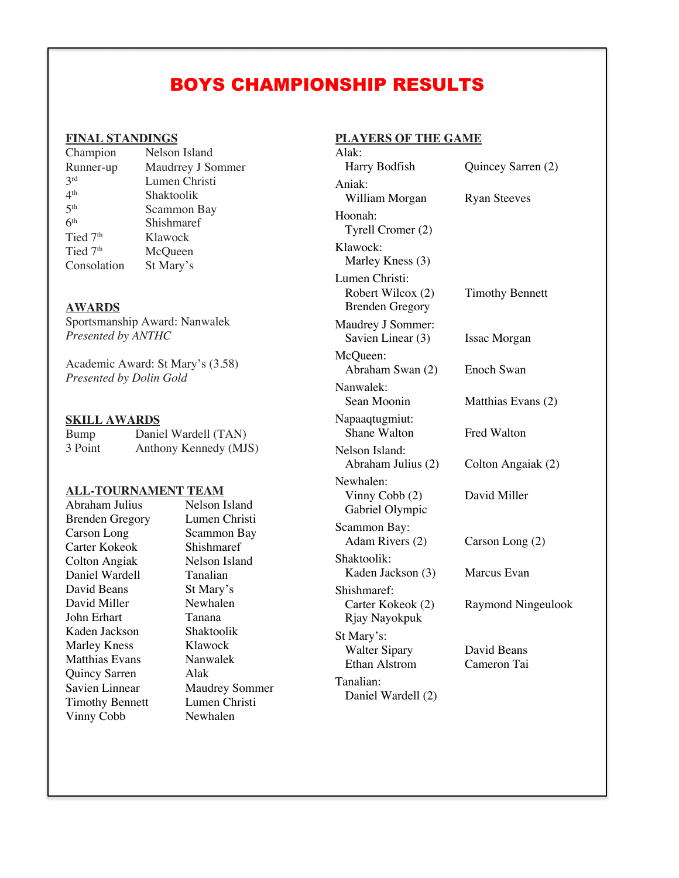# BOYS CHAMPIONSHIP RESULTS

## FINAL STANDINGS

| | |
|---|---|
| Champion | Nelson Island |
| Runner-up | Maudrrey J Sommer |
| 3rd | Lumen Christi |
| 4th | Shaktoolik |
| 5th | Scammon Bay |
| 6th | Shishmaref |
| Tied 7th | Klawock |
| Tied 7th | McQueen |
| Consolation | St Mary's |

## AWARDS

Sportsmanship Award: Nanwalek
*Presented by ANTHC*

Academic Award: St Mary's (3.58)
*Presented by Dolin Gold*

## SKILL AWARDS

| | |
|---|---|
| Bump | Daniel Wardell (TAN) |
| 3 Point | Anthony Kennedy (MJS) |

## ALL-TOURNAMENT TEAM

| | |
|---|---|
| Abraham Julius | Nelson Island |
| Brenden Gregory | Lumen Christi |
| Carson Long | Scammon Bay |
| Carter Kokeok | Shishmaref |
| Colton Angiak | Nelson Island |
| Daniel Wardell | Tanalian |
| David Beans | St Mary's |
| David Miller | Newhalen |
| John Erhart | Tanana |
| Kaden Jackson | Shaktoolik |
| Marley Kness | Klawock |
| Matthias Evans | Nanwalek |
| Quincy Sarren | Alak |
| Savien Linnear | Maudrey Sommer |
| Timothy Bennett | Lumen Christi |
| Vinny Cobb | Newhalen |

## PLAYERS OF THE GAME

Alak:
- Harry Bodfish
- Quincey Sarren (2)

Aniak:
- William Morgan
- Ryan Steeves

Hoonah:
- Tyrell Cromer (2)

Klawock:
- Marley Kness (3)

Lumen Christi:
- Robert Wilcox (2)
- Timothy Bennett
- Brenden Gregory

Maudrey J Sommer:
- Savien Linear (3)
- Issac Morgan

McQueen:
- Abraham Swan (2)
- Enoch Swan

Nanwalek:
- Sean Moonin
- Matthias Evans (2)

Napaaqtugmiut:
- Shane Walton
- Fred Walton

Nelson Island:
- Abraham Julius (2)
- Colton Angaiak (2)

Newhalen:
- Vinny Cobb (2)
- David Miller
- Gabriel Olympic

Scammon Bay:
- Adam Rivers (2)
- Carson Long (2)

Shaktoolik:
- Kaden Jackson (3)
- Marcus Evan

Shishmaref:
- Carter Kokeok (2)
- Raymond Ningeulook
- Rjay Nayokpuk

St Mary's:
- Walter Sipary
- David Beans
- Ethan Alstrom
- Cameron Tai

Tanalian:
- Daniel Wardell (2)